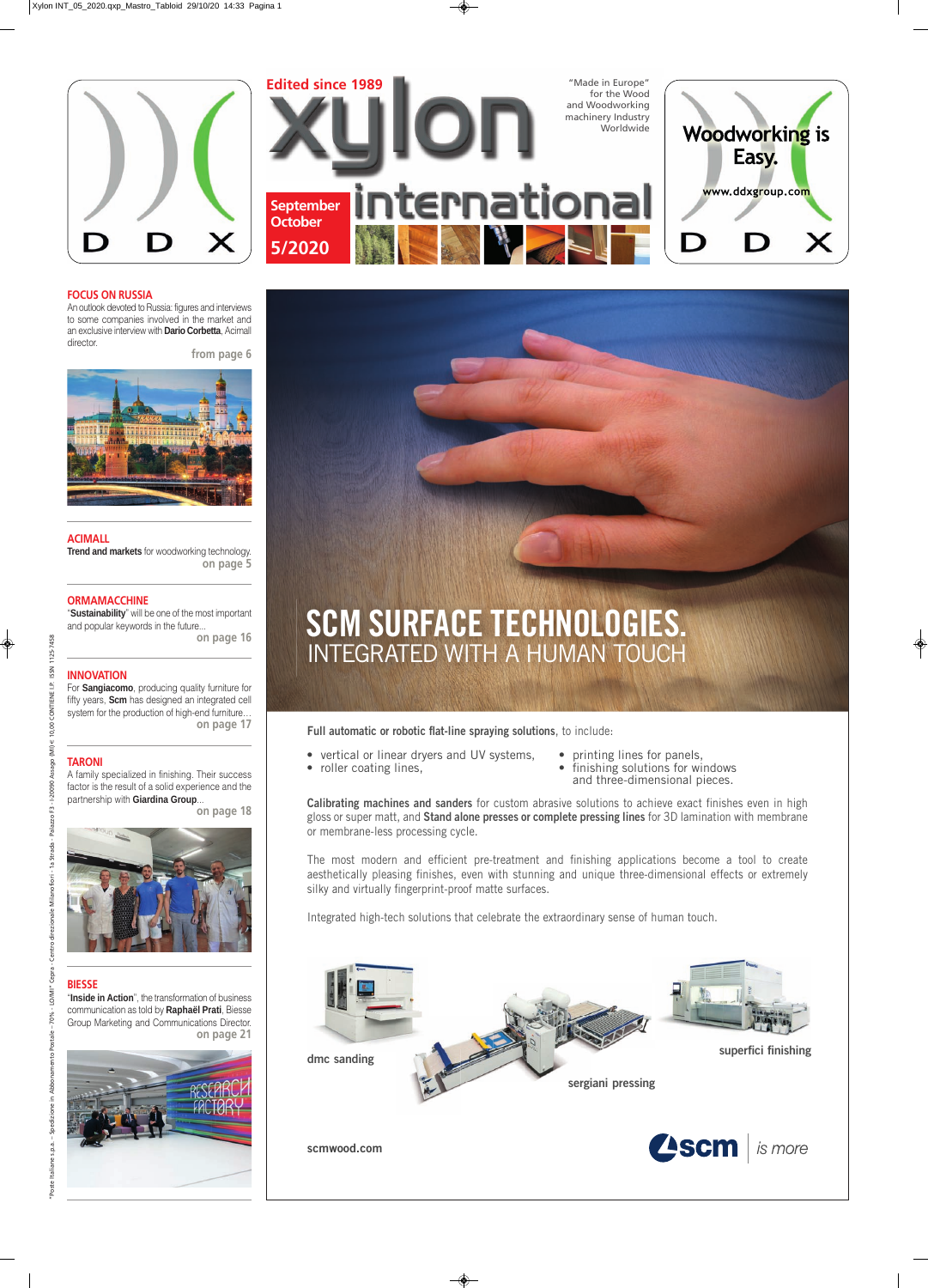Edited since 1989

# xylon international

"Made in Europe" for the Wood and Woodworking machinery Industry Worldwide

September October 5/2020

Woodworking is Easy.
www.ddxgroup.com

## FOCUS ON RUSSIA

An outlook devoted to Russia: figures and interviews to some companies involved in the market and an exclusive interview with **Dario Corbetta**, Acimall director.

from page 6

## ACIMALL

**Trend and markets** for woodworking technology.

on page 5

## ORMAMACCHINE

"**Sustainability**" will be one of the most important and popular keywords in the future...

on page 16

## INNOVATION

For **Sangiacomo**, producing quality furniture for fifty years, **Scm** has designed an integrated cell system for the production of high-end furniture...

on page 17

## TARONI

A family specialized in finishing. Their success factor is the result of a solid experience and the partnership with **Giardina Group**...

on page 18

## BIESSE

"**Inside in Action**", the transformation of business communication as told by **Raphaël Prati**, Biesse Group Marketing and Communications Director.

on page 21

# SCM SURFACE TECHNOLOGIES.
## INTEGRATED WITH A HUMAN TOUCH

**Full automatic or robotic flat-line spraying solutions**, to include:

- vertical or linear dryers and UV systems,
- roller coating lines,
- printing lines for panels,
- finishing solutions for windows and three-dimensional pieces.

**Calibrating machines and sanders** for custom abrasive solutions to achieve exact finishes even in high gloss or super matt, and **Stand alone presses or complete pressing lines** for 3D lamination with membrane or membrane-less processing cycle.

The most modern and efficient pre-treatment and finishing applications become a tool to create aesthetically pleasing finishes, even with stunning and unique three-dimensional effects or extremely silky and virtually fingerprint-proof matte surfaces.

Integrated high-tech solutions that celebrate the extraordinary sense of human touch.

dmc sanding

sergiani pressing

superfici finishing

scmwood.com

scm | is more

"Poste Italiane s.p.a. – Spedizione in Abbonamento Postale – 70% - LO/MI" Cepra - Centro direzionale Milanofiori - 1a Strada - Palazzo F3 - I-20090 Assago (MI) € 10,00 CONTIENE I.P. ISSN 1125-7458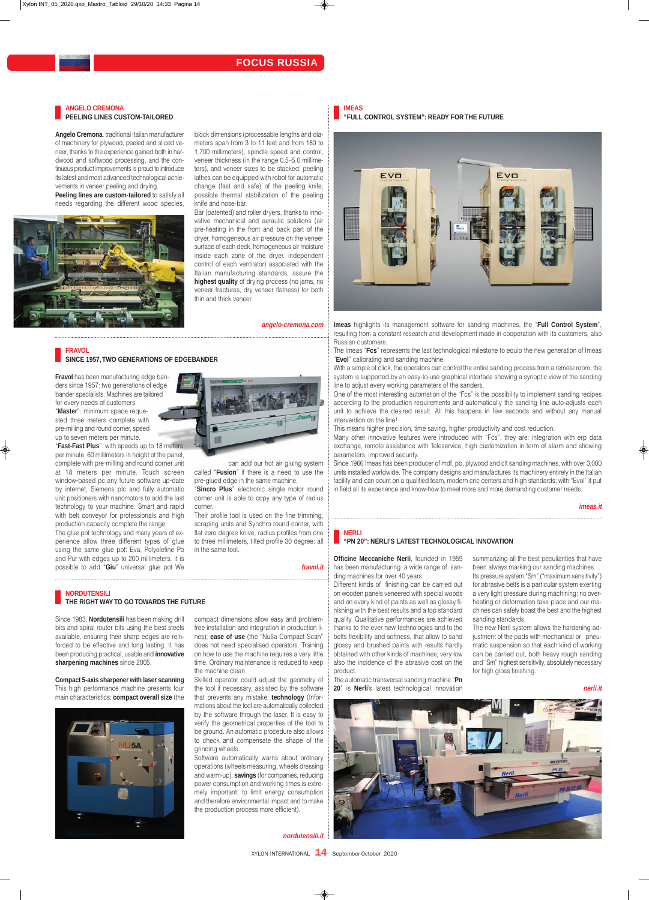# FOCUS RUSSIA

## ANGELO CREMONA
### PEELING LINES CUSTOM-TAILORED

**Angelo Cremona**, traditional Italian manufacturer of machinery for plywood, peeled and sliced veneer, thanks to the experience gained both in hardwood and softwood processing, and the continuous product improvements is proud to introduce its latest and most advanced technological achievements in veneer peeling and drying.

**Peeling lines are custom-tailored** to satisfy all needs regarding the different wood species, block dimensions (processable lengths and diameters span from 3 to 11 feet and from 180 to 1,700 millimeters), spindle speed and control, veneer thickness (in the range 0.5-5.0 millimeters), and veneer sizes to be stacked; peeling lathes can be equipped with robot for automatic change (fast and safe) of the peeling knife; possible thermal stabilization of the peeling knife and nose-bar.

Bar (patented) and roller dryers, thanks to innovative mechanical and aeraulic solutions (air pre-heating in the front and back part of the dryer, homogeneous air pressure on the veneer surface of each deck, homogeneous air moisture inside each zone of the dryer, independent control of each ventilator) associated with the Italian manufacturing standards, assure the **highest quality** of drying process (no jams, no veneer fractures, dry veneer flatness) for both thin and thick veneer.

*angelo-cremona.com*

## FRAVOL
### SINCE 1957, TWO GENERATIONS OF EDGEBANDER

**Fravol** has been manufacturing edge banders since 1957: two generations of edge bander specialists. Machines are tailored for every needs of customers.

"**Master**": minimum space requested three meters complete with pre-milling and round corner, speed up to seven meters per minute.

"**Fast-Fast Plus**": with speeds up to 18 meters per minute, 60 millimeters in height of the panel, complete with pre-milling and round corner unit at 18 meters per minute. Touch screen window-based pc any future software up-date by internet, Siemens plc and fully automatic unit positioners with nanomotors to add the last technology to your machine. Smart and rapid with belt conveyor for professionals and high production capacity complete the range.

The glue pot technology and many years of experience allow three different types of glue using the same glue pot: Eva, Polyolefine Po and Pur with edges up to 200 millimeters. It is possible to add "**Giu**" universal glue pot We can add our hot air gluing system called "**Fusion**" if there is a need to use the pre-glued edge in the same machine.

"**Sincro Plus**" electronic single motor round corner unit is able to copy any type of radius corner.

Their profile tool is used on the fine trimming, scraping units and Synchro round corner, with flat zero degree knive, radius profiles from one to three millimeters, tilted profile 30 degree: all in the same tool.

*fravol.it*

## NORDUTENSILI
### THE RIGHT WAY TO GO TOWARDS THE FUTURE

Since 1983, **Nordutensili** has been making drill bits and spiral router bits using the best steels available, ensuring their sharp edges are reinforced to be effective and long lasting. It has been producing practical, usable and **innovative sharpening machines** since 2005.

**Compact 5-axis sharpener with laser scanning**
This high performance machine presents four main characteristics: **compact overall size** (the compact dimensions allow easy and problem-free installation and integration in production lines); **ease of use** (the "Nu5a Compact Scan" does not need specialised operators. Training on how to use the machine requires a very little time. Ordinary maintenance is reduced to keep the machine clean.

Skilled operator could adjust the geometry of the tool if necessary, assisted by the software that prevents any mistake; **technology** (Informations about the tool are automatically collected by the software through the laser. It is easy to verify the geometrical properties of the tool to be ground. An automatic procedure also allows to check and compensate the shape of the grinding wheels.

Software automatically warns about ordinary operations (wheels measuring, wheels dressing and warm-up); **savings** (for companies, reducing power consumption and working times is extremely important: to limit energy consumption and therefore environmental impact and to make the production process more efficient).

*nordutensili.it*

## IMEAS
### "FULL CONTROL SYSTEM": READY FOR THE FUTURE

**Imeas** highlights its management software for sanding machines, the "**Full Control System**", resulting from a constant research and development made in cooperation with its customers, also Russian customers.

The Imeas "**Fcs**" represents the last technological milestone to equip the new generation of Imeas "**Evol**" calibrating and sanding machine.

With a simple of click, the operators can control the entire sanding process from a remote room; the system is supported by an easy-to-use graphical interface showing a synoptic view of the sanding line to adjust every working parameters of the sanders.

One of the most interesting automation of the "Fcs" is the possibility to implement sanding recipes according to the production requirements and automatically the sanding line auto-adjusts each unit to achieve the desired result. All this happens in few seconds and without any manual intervention on the line!

This means higher precision, time saving, higher productivity and cost reduction.

Many other innovative features were introduced with "Fcs", they are: integration with erp data exchange, remote assistance with Teleservice, high customization in term of alarm and showing parameters, improved security.

Since 1966 Imeas has been producer of mdf, pb, plywood and clt sanding machines, with over 3,000 units installed worldwide. The company designs and manufactures its machinery entirely in the Italian facility and can count on a qualified team, modern cnc centers and high standards; with "Evol" it put in field all its experience and know-how to meet more and more demanding customer needs.

*imeas.it*

## NERLI
### "PN 20": NERLI'S LATEST TECHNOLOGICAL INNOVATION

**Officine Meccaniche Nerli**, founded in 1959 has been manufacturing a wide range of sanding machines for over 40 years.

Different kinds of finishing can be carried out on wooden panels veneered with special woods and on every kind of paints as well as glossy finishing with the best results and a top standard quality. Qualitative performances are achieved thanks to the ever new technologies and to the belts flexibility and softness, that allow to sand glossy and brushed paints with results hardly obtained with other kinds of machines; very low also the incidence of the abrasive cost on the product.

The automatic transversal sanding machine "**Pn 20**" is **Nerli**'s latest technological innovation summarizing all the best peculiarities that have been always marking our sanding machines.

Its pressure system "Sm" ("maximum sensitivity") for abrasive belts is a particular system exerting a very light pressure during machining: no overheating or deformation take place and our machines can safely boast the best and the highest sanding standards.

The new Nerli system allows the hardening adjustment of the pads with mechanical or pneumatic suspension so that each kind of working can be carried out, both heavy rough sanding and "Sm" highest sensitivity, absolutely necessary for high gloss finishing.

*nerli.it*